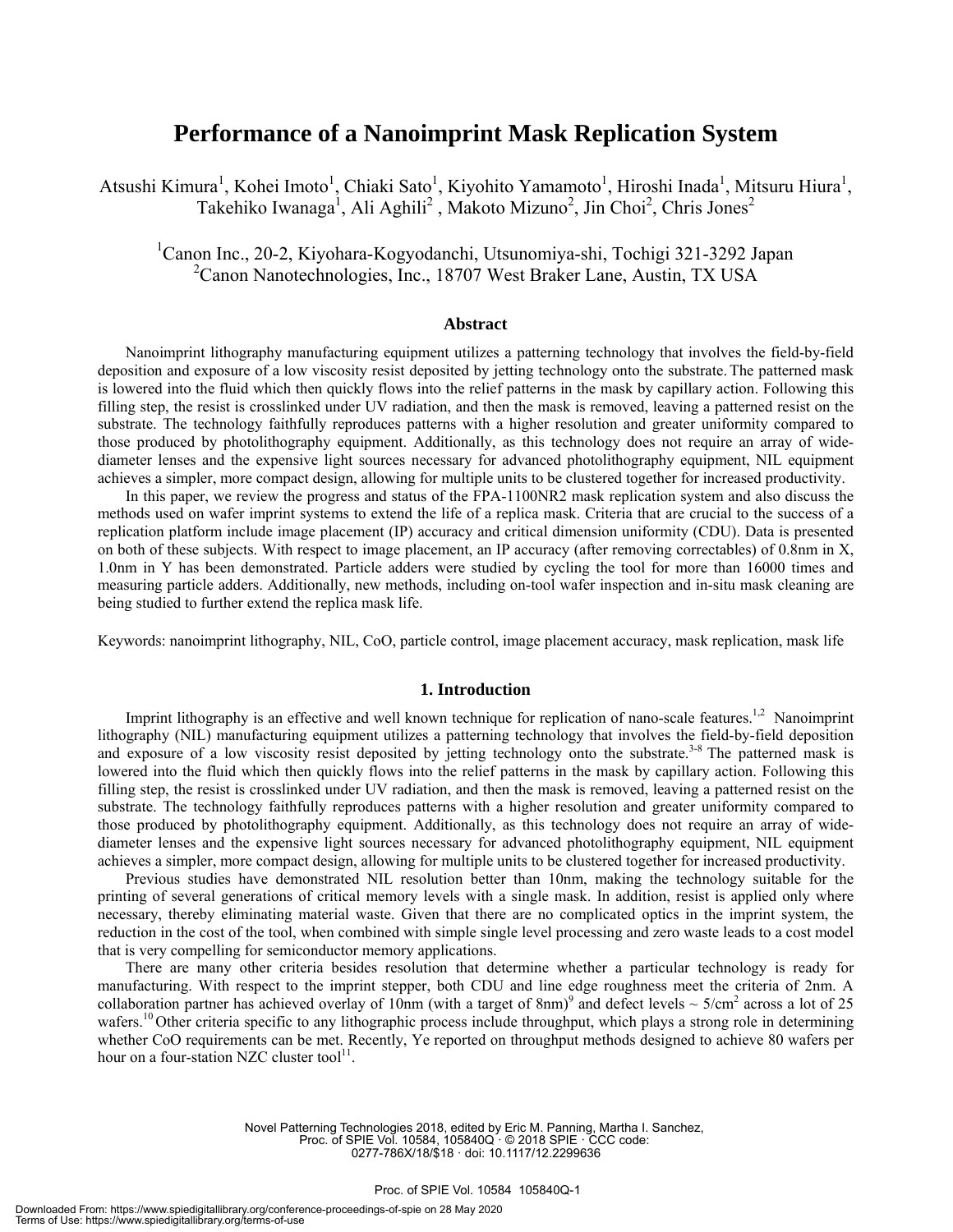# Performance of a Nanoimprint Mask Replication System

Atsushi Kimura[1], Kohei Imoto[1], Chiaki Sato[1], Kiyohito Yamamoto[1], Hiroshi Inada[1], Mitsuru Hiura[1], Takehiko Iwanaga[1], Ali Aghili[2], Makoto Mizuno[2], Jin Choi[2], Chris Jones[2]

[1]Canon Inc., 20-2, Kiyohara-Kogyodanchi, Utsunomiya-shi, Tochigi 321-3292 Japan
[2]Canon Nanotechnologies, Inc., 18707 West Braker Lane, Austin, TX USA

## Abstract

Nanoimprint lithography manufacturing equipment utilizes a patterning technology that involves the field-by-field deposition and exposure of a low viscosity resist deposited by jetting technology onto the substrate. The patterned mask is lowered into the fluid which then quickly flows into the relief patterns in the mask by capillary action. Following this filling step, the resist is crosslinked under UV radiation, and then the mask is removed, leaving a patterned resist on the substrate. The technology faithfully reproduces patterns with a higher resolution and greater uniformity compared to those produced by photolithography equipment. Additionally, as this technology does not require an array of wide-diameter lenses and the expensive light sources necessary for advanced photolithography equipment, NIL equipment achieves a simpler, more compact design, allowing for multiple units to be clustered together for increased productivity.

In this paper, we review the progress and status of the FPA-1100NR2 mask replication system and also discuss the methods used on wafer imprint systems to extend the life of a replica mask. Criteria that are crucial to the success of a replication platform include image placement (IP) accuracy and critical dimension uniformity (CDU). Data is presented on both of these subjects. With respect to image placement, an IP accuracy (after removing correctables) of 0.8nm in X, 1.0nm in Y has been demonstrated. Particle adders were studied by cycling the tool for more than 16000 times and measuring particle adders. Additionally, new methods, including on-tool wafer inspection and in-situ mask cleaning are being studied to further extend the replica mask life.

Keywords: nanoimprint lithography, NIL, CoO, particle control, image placement accuracy, mask replication, mask life

## 1. Introduction

Imprint lithography is an effective and well known technique for replication of nano-scale features.[1,2] Nanoimprint lithography (NIL) manufacturing equipment utilizes a patterning technology that involves the field-by-field deposition and exposure of a low viscosity resist deposited by jetting technology onto the substrate.[3-8] The patterned mask is lowered into the fluid which then quickly flows into the relief patterns in the mask by capillary action. Following this filling step, the resist is crosslinked under UV radiation, and then the mask is removed, leaving a patterned resist on the substrate. The technology faithfully reproduces patterns with a higher resolution and greater uniformity compared to those produced by photolithography equipment. Additionally, as this technology does not require an array of wide-diameter lenses and the expensive light sources necessary for advanced photolithography equipment, NIL equipment achieves a simpler, more compact design, allowing for multiple units to be clustered together for increased productivity.

Previous studies have demonstrated NIL resolution better than 10nm, making the technology suitable for the printing of several generations of critical memory levels with a single mask. In addition, resist is applied only where necessary, thereby eliminating material waste. Given that there are no complicated optics in the imprint system, the reduction in the cost of the tool, when combined with simple single level processing and zero waste leads to a cost model that is very compelling for semiconductor memory applications.

There are many other criteria besides resolution that determine whether a particular technology is ready for manufacturing. With respect to the imprint stepper, both CDU and line edge roughness meet the criteria of 2nm. A collaboration partner has achieved overlay of 10nm (with a target of 8nm)[9] and defect levels ~ 5/cm$^2$ across a lot of 25 wafers.[10] Other criteria specific to any lithographic process include throughput, which plays a strong role in determining whether CoO requirements can be met. Recently, Ye reported on throughput methods designed to achieve 80 wafers per hour on a four-station NZC cluster tool[11].

Novel Patterning Technologies 2018, edited by Eric M. Panning, Martha I. Sanchez, Proc. of SPIE Vol. 10584, 105840Q · © 2018 SPIE · CCC code: 0277-786X/18/$18 · doi: 10.1117/12.2299636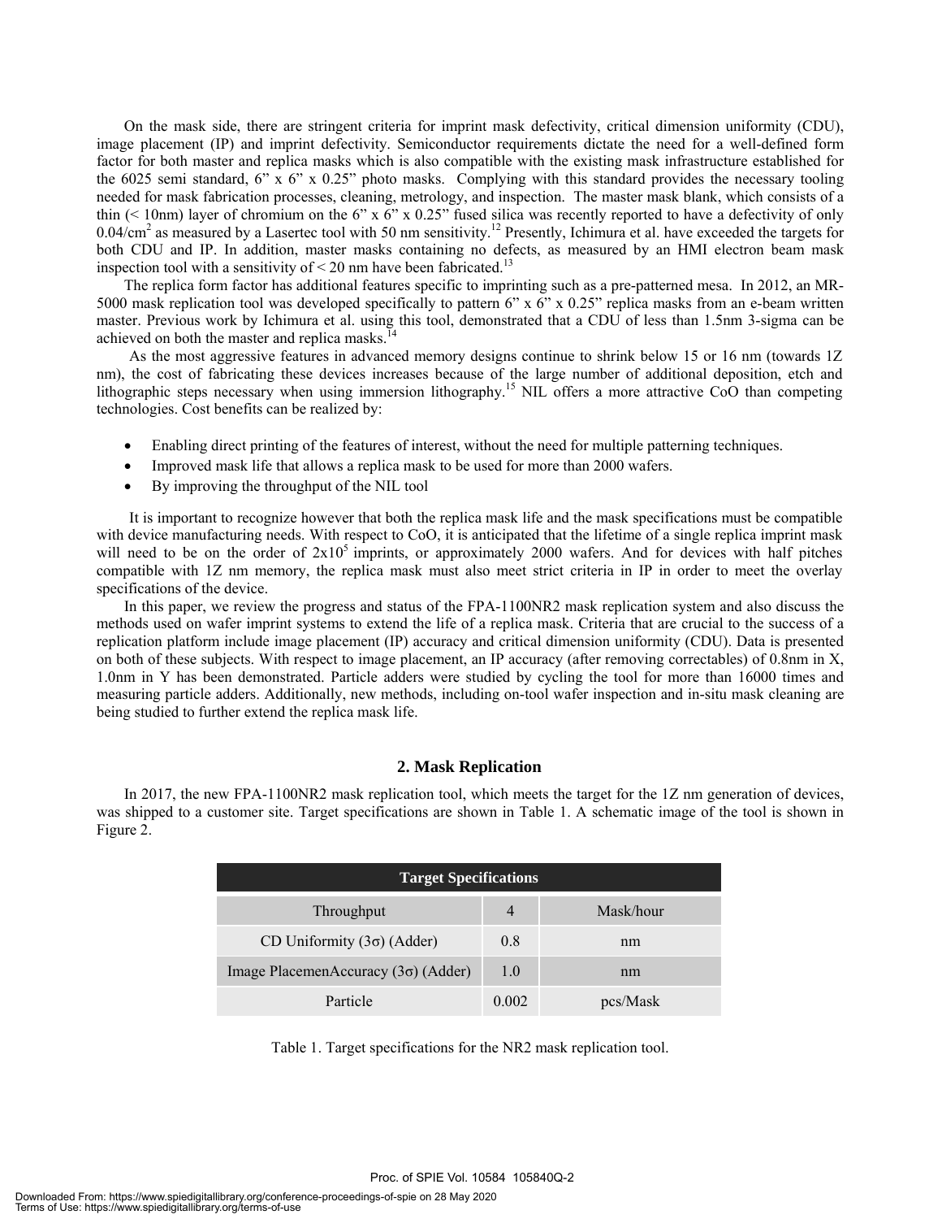On the mask side, there are stringent criteria for imprint mask defectivity, critical dimension uniformity (CDU), image placement (IP) and imprint defectivity. Semiconductor requirements dictate the need for a well-defined form factor for both master and replica masks which is also compatible with the existing mask infrastructure established for the 6025 semi standard, 6" x 6" x 0.25" photo masks. Complying with this standard provides the necessary tooling needed for mask fabrication processes, cleaning, metrology, and inspection. The master mask blank, which consists of a thin (< 10nm) layer of chromium on the 6" x 6" x 0.25" fused silica was recently reported to have a defectivity of only $0.04/cm^2$ as measured by a Lasertec tool with 50 nm sensitivity.[12] Presently, Ichimura et al. have exceeded the targets for both CDU and IP. In addition, master masks containing no defects, as measured by an HMI electron beam mask inspection tool with a sensitivity of < 20 nm have been fabricated.[13]

The replica form factor has additional features specific to imprinting such as a pre-patterned mesa. In 2012, an MR-5000 mask replication tool was developed specifically to pattern 6" x 6" x 0.25" replica masks from an e-beam written master. Previous work by Ichimura et al. using this tool, demonstrated that a CDU of less than 1.5nm 3-sigma can be achieved on both the master and replica masks.[14]

As the most aggressive features in advanced memory designs continue to shrink below 15 or 16 nm (towards 1Z nm), the cost of fabricating these devices increases because of the large number of additional deposition, etch and lithographic steps necessary when using immersion lithography.[15] NIL offers a more attractive CoO than competing technologies. Cost benefits can be realized by:

- Enabling direct printing of the features of interest, without the need for multiple patterning techniques.
- Improved mask life that allows a replica mask to be used for more than 2000 wafers.
- By improving the throughput of the NIL tool

It is important to recognize however that both the replica mask life and the mask specifications must be compatible with device manufacturing needs. With respect to CoO, it is anticipated that the lifetime of a single replica imprint mask will need to be on the order of $2x10^5$ imprints, or approximately 2000 wafers. And for devices with half pitches compatible with 1Z nm memory, the replica mask must also meet strict criteria in IP in order to meet the overlay specifications of the device.

In this paper, we review the progress and status of the FPA-1100NR2 mask replication system and also discuss the methods used on wafer imprint systems to extend the life of a replica mask. Criteria that are crucial to the success of a replication platform include image placement (IP) accuracy and critical dimension uniformity (CDU). Data is presented on both of these subjects. With respect to image placement, an IP accuracy (after removing correctables) of 0.8nm in X, 1.0nm in Y has been demonstrated. Particle adders were studied by cycling the tool for more than 16000 times and measuring particle adders. Additionally, new methods, including on-tool wafer inspection and in-situ mask cleaning are being studied to further extend the replica mask life.

## 2. Mask Replication

In 2017, the new FPA-1100NR2 mask replication tool, which meets the target for the 1Z nm generation of devices, was shipped to a customer site. Target specifications are shown in Table 1. A schematic image of the tool is shown in Figure 2.

| Target Specifications | | |
|---|---|---|
| Throughput | 4 | Mask/hour |
| CD Uniformity (3σ) (Adder) | 0.8 | nm |
| Image PlacemenAccuracy (3σ) (Adder) | 1.0 | nm |
| Particle | 0.002 | pcs/Mask |

Table 1. Target specifications for the NR2 mask replication tool.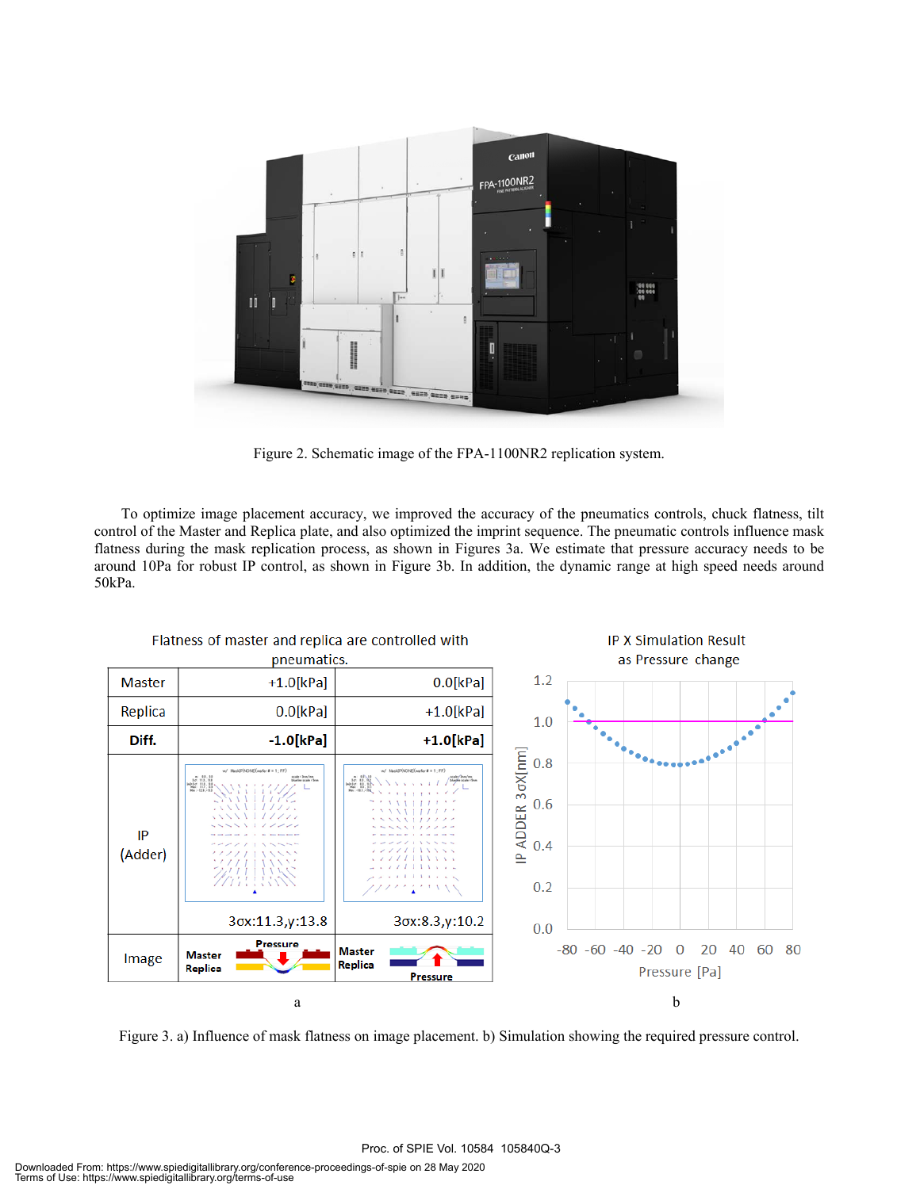Figure 2. Schematic image of the FPA-1100NR2 replication system.

To optimize image placement accuracy, we improved the accuracy of the pneumatics controls, chuck flatness, tilt control of the Master and Replica plate, and also optimized the imprint sequence. The pneumatic controls influence mask flatness during the mask replication process, as shown in Figures 3a. We estimate that pressure accuracy needs to be around 10Pa for robust IP control, as shown in Figure 3b. In addition, the dynamic range at high speed needs around 50kPa.

Flatness of master and replica are controlled with pneumatics.

| | | |
|---|---|---|
| Master | +1.0[kPa] | 0.0[kPa] |
| Replica | 0.0[kPa] | +1.0[kPa] |
| **Diff.** | **-1.0[kPa]** | **+1.0[kPa]** |
| IP (Adder) | 3σx:11.3,y:13.8 | 3σx:8.3,y:10.2 |
| Image | Master Replica Pressure | Master Replica Pressure |

a

IP X Simulation Result as Pressure change

b

Figure 3. a) Influence of mask flatness on image placement. b) Simulation showing the required pressure control.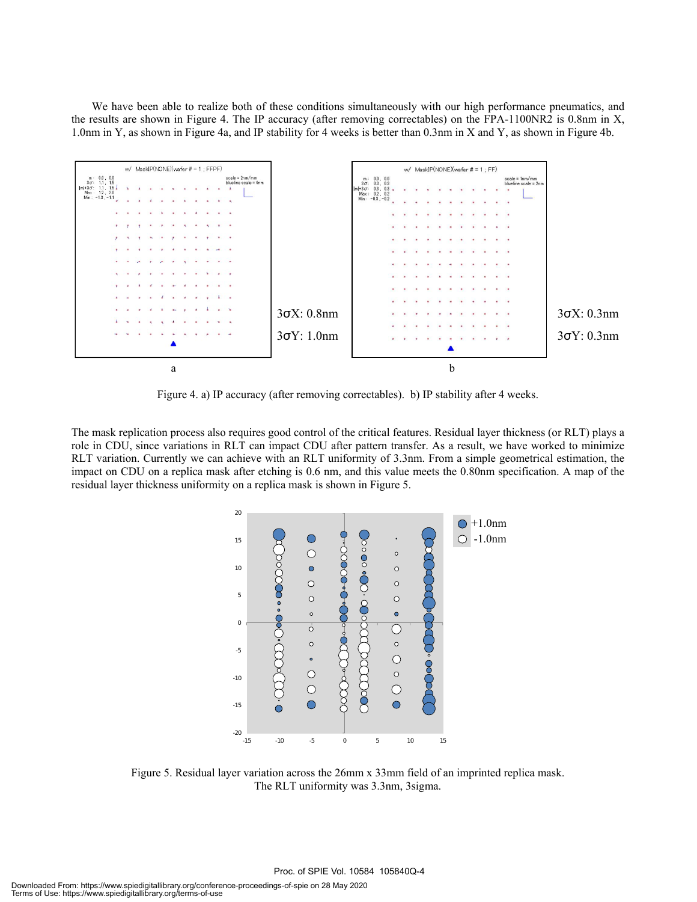We have been able to realize both of these conditions simultaneously with our high performance pneumatics, and the results are shown in Figure 4. The IP accuracy (after removing correctables) on the FPA-1100NR2 is 0.8nm in X, 1.0nm in Y, as shown in Figure 4a, and IP stability for 4 weeks is better than 0.3nm in X and Y, as shown in Figure 4b.

3σX: 0.8nm

3σY: 1.0nm

3σX: 0.3nm

3σY: 0.3nm

Figure 4. a) IP accuracy (after removing correctables). b) IP stability after 4 weeks.

The mask replication process also requires good control of the critical features. Residual layer thickness (or RLT) plays a role in CDU, since variations in RLT can impact CDU after pattern transfer. As a result, we have worked to minimize RLT variation. Currently we can achieve with an RLT uniformity of 3.3nm. From a simple geometrical estimation, the impact on CDU on a replica mask after etching is 0.6 nm, and this value meets the 0.80nm specification. A map of the residual layer thickness uniformity on a replica mask is shown in Figure 5.

Figure 5. Residual layer variation across the 26mm x 33mm field of an imprinted replica mask. The RLT uniformity was 3.3nm, 3sigma.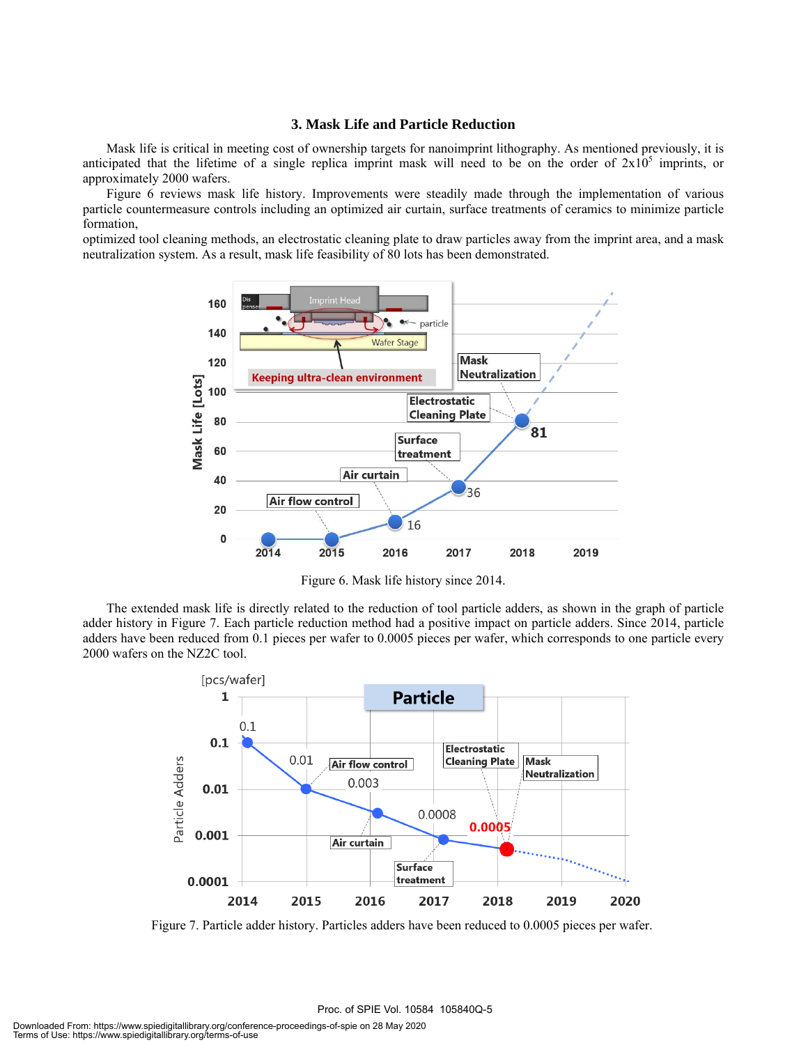### 3. Mask Life and Particle Reduction

Mask life is critical in meeting cost of ownership targets for nanoimprint lithography. As mentioned previously, it is anticipated that the lifetime of a single replica imprint mask will need to be on the order of $2x10^5$ imprints, or approximately 2000 wafers.

Figure 6 reviews mask life history. Improvements were steadily made through the implementation of various particle countermeasure controls including an optimized air curtain, surface treatments of ceramics to minimize particle formation,

optimized tool cleaning methods, an electrostatic cleaning plate to draw particles away from the imprint area, and a mask neutralization system. As a result, mask life feasibility of 80 lots has been demonstrated.

Figure 6. Mask life history since 2014.

The extended mask life is directly related to the reduction of tool particle adders, as shown in the graph of particle adder history in Figure 7. Each particle reduction method had a positive impact on particle adders. Since 2014, particle adders have been reduced from 0.1 pieces per wafer to 0.0005 pieces per wafer, which corresponds to one particle every 2000 wafers on the NZ2C tool.

Figure 7. Particle adder history. Particles adders have been reduced to 0.0005 pieces per wafer.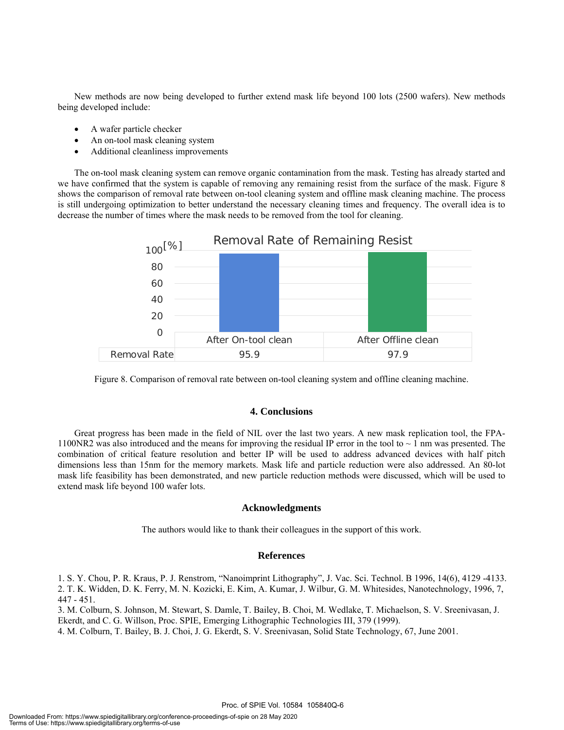New methods are now being developed to further extend mask life beyond 100 lots (2500 wafers). New methods being developed include:

- A wafer particle checker
- An on-tool mask cleaning system
- Additional cleanliness improvements

The on-tool mask cleaning system can remove organic contamination from the mask. Testing has already started and we have confirmed that the system is capable of removing any remaining resist from the surface of the mask. Figure 8 shows the comparison of removal rate between on-tool cleaning system and offline mask cleaning machine. The process is still undergoing optimization to better understand the necessary cleaning times and frequency. The overall idea is to decrease the number of times where the mask needs to be removed from the tool for cleaning.

Removal Rate of Remaining Resist

| | After On-tool clean | After Offline clean |
|---|---|---|
| Removal Rate [%] | 95.9 | 97.9 |

Figure 8. Comparison of removal rate between on-tool cleaning system and offline cleaning machine.

## 4. Conclusions

Great progress has been made in the field of NIL over the last two years. A new mask replication tool, the FPA-1100NR2 was also introduced and the means for improving the residual IP error in the tool to ~ 1 nm was presented. The combination of critical feature resolution and better IP will be used to address advanced devices with half pitch dimensions less than 15nm for the memory markets. Mask life and particle reduction were also addressed. An 80-lot mask life feasibility has been demonstrated, and new particle reduction methods were discussed, which will be used to extend mask life beyond 100 wafer lots.

## Acknowledgments

The authors would like to thank their colleagues in the support of this work.

## References

1. S. Y. Chou, P. R. Kraus, P. J. Renstrom, "Nanoimprint Lithography", J. Vac. Sci. Technol. B 1996, 14(6), 4129 -4133.
2. T. K. Widden, D. K. Ferry, M. N. Kozicki, E. Kim, A. Kumar, J. Wilbur, G. M. Whitesides, Nanotechnology, 1996, 7, 447 - 451.
3. M. Colburn, S. Johnson, M. Stewart, S. Damle, T. Bailey, B. Choi, M. Wedlake, T. Michaelson, S. V. Sreenivasan, J. Ekerdt, and C. G. Willson, Proc. SPIE, Emerging Lithographic Technologies III, 379 (1999).
4. M. Colburn, T. Bailey, B. J. Choi, J. G. Ekerdt, S. V. Sreenivasan, Solid State Technology, 67, June 2001.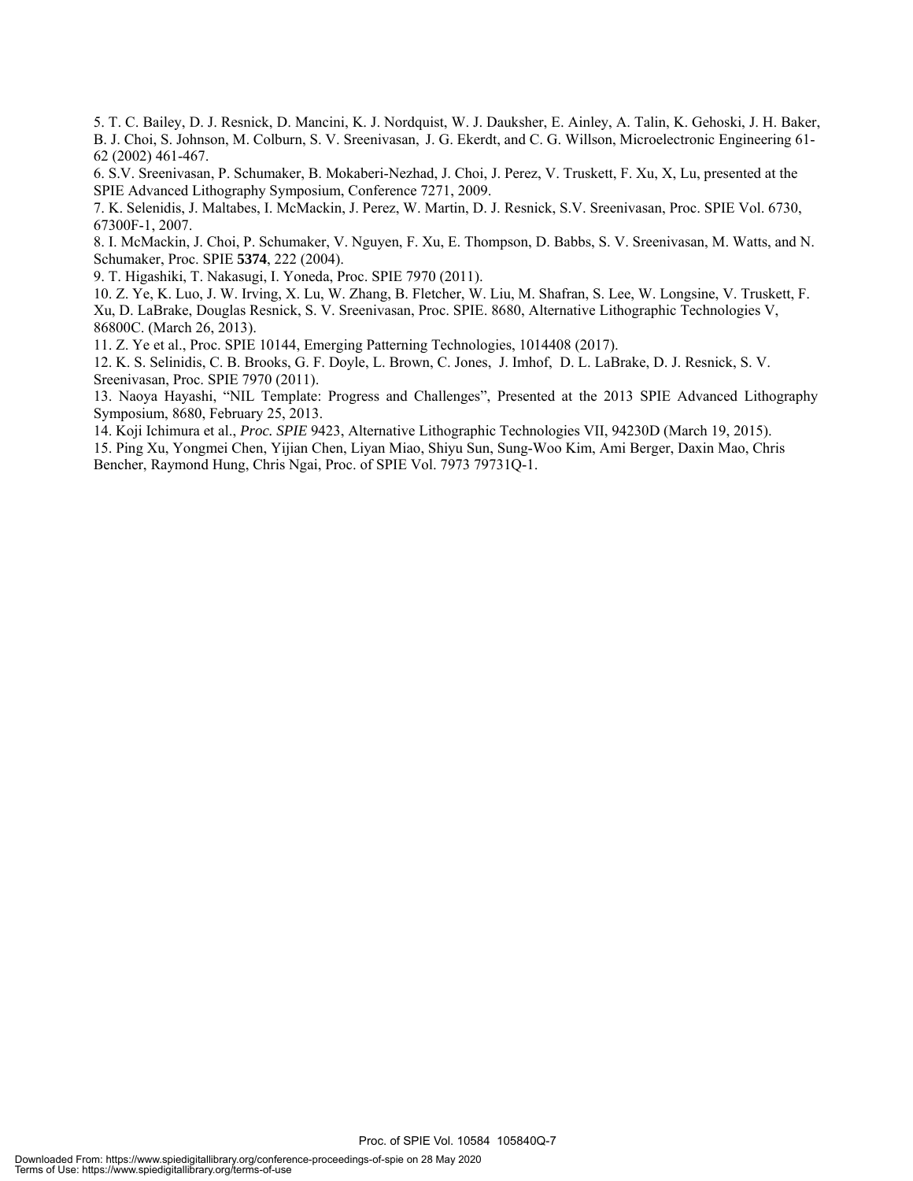5. T. C. Bailey, D. J. Resnick, D. Mancini, K. J. Nordquist, W. J. Dauksher, E. Ainley, A. Talin, K. Gehoski, J. H. Baker, B. J. Choi, S. Johnson, M. Colburn, S. V. Sreenivasan, J. G. Ekerdt, and C. G. Willson, Microelectronic Engineering 61-62 (2002) 461-467.

6. S.V. Sreenivasan, P. Schumaker, B. Mokaberi-Nezhad, J. Choi, J. Perez, V. Truskett, F. Xu, X, Lu, presented at the SPIE Advanced Lithography Symposium, Conference 7271, 2009.

7. K. Selenidis, J. Maltabes, I. McMackin, J. Perez, W. Martin, D. J. Resnick, S.V. Sreenivasan, Proc. SPIE Vol. 6730, 67300F-1, 2007.

8. I. McMackin, J. Choi, P. Schumaker, V. Nguyen, F. Xu, E. Thompson, D. Babbs, S. V. Sreenivasan, M. Watts, and N. Schumaker, Proc. SPIE **5374**, 222 (2004).

9. T. Higashiki, T. Nakasugi, I. Yoneda, Proc. SPIE 7970 (2011).

10. Z. Ye, K. Luo, J. W. Irving, X. Lu, W. Zhang, B. Fletcher, W. Liu, M. Shafran, S. Lee, W. Longsine, V. Truskett, F. Xu, D. LaBrake, Douglas Resnick, S. V. Sreenivasan, Proc. SPIE. 8680, Alternative Lithographic Technologies V, 86800C. (March 26, 2013).

11. Z. Ye et al., Proc. SPIE 10144, Emerging Patterning Technologies, 1014408 (2017).

12. K. S. Selinidis, C. B. Brooks, G. F. Doyle, L. Brown, C. Jones, J. Imhof, D. L. LaBrake, D. J. Resnick, S. V. Sreenivasan, Proc. SPIE 7970 (2011).

13. Naoya Hayashi, "NIL Template: Progress and Challenges", Presented at the 2013 SPIE Advanced Lithography Symposium, 8680, February 25, 2013.

14. Koji Ichimura et al., *Proc. SPIE* 9423, Alternative Lithographic Technologies VII, 94230D (March 19, 2015).

15. Ping Xu, Yongmei Chen, Yijian Chen, Liyan Miao, Shiyu Sun, Sung-Woo Kim, Ami Berger, Daxin Mao, Chris Bencher, Raymond Hung, Chris Ngai, Proc. of SPIE Vol. 7973 79731Q-1.